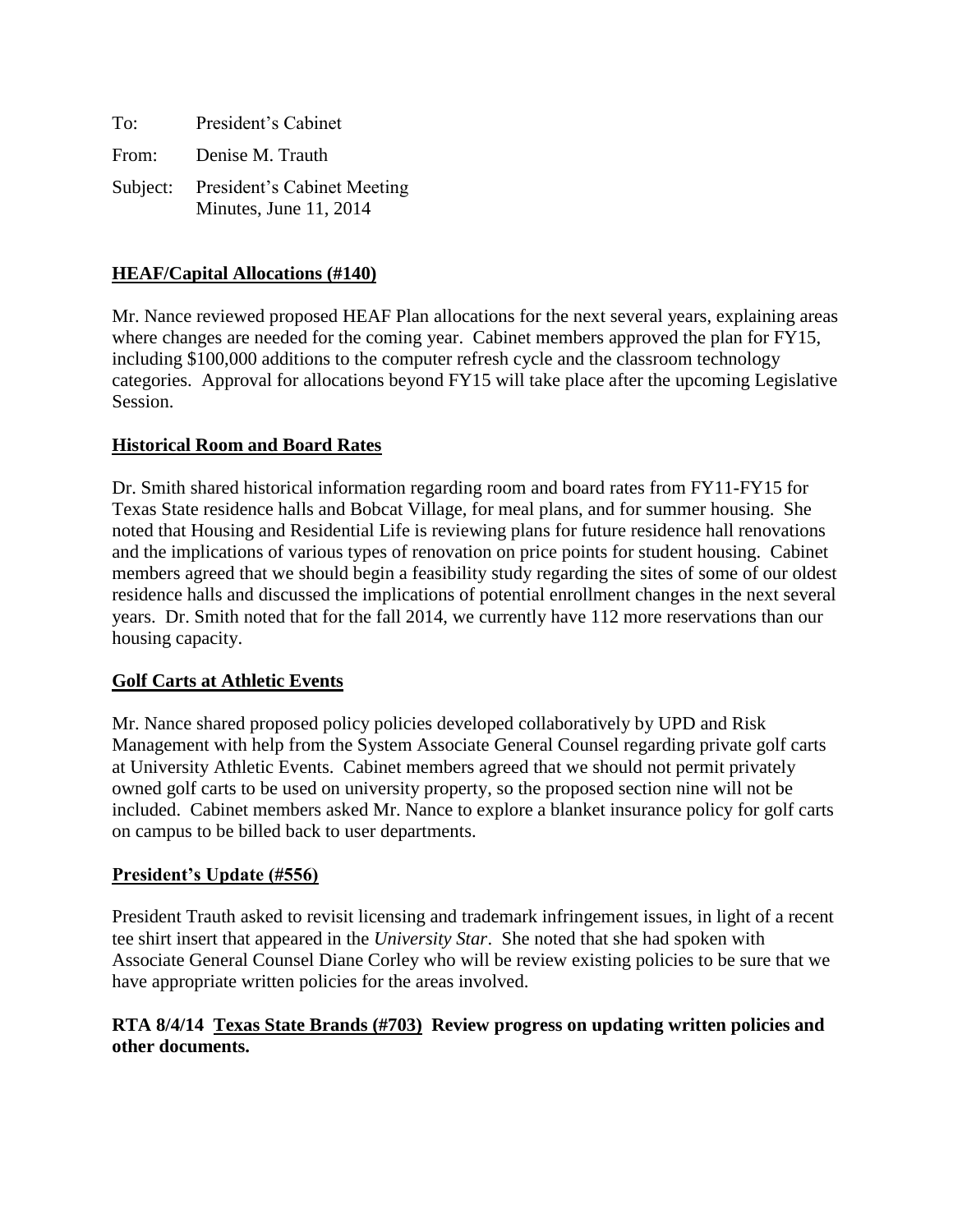To: President's Cabinet

From: Denise M. Trauth

Subject: President's Cabinet Meeting Minutes, June 11, 2014

**HEAF/Capital Allocations (#140)**

Mr. Nance reviewed proposed HEAF Plan allocations for the next several years, explaining areas where changes are needed for the coming year. Cabinet members approved the plan for FY15, including $100,000 additions to the computer refresh cycle and the classroom technology categories. Approval for allocations beyond FY15 will take place after the upcoming Legislative Session.

**Historical Room and Board Rates**

Dr. Smith shared historical information regarding room and board rates from FY11-FY15 for Texas State residence halls and Bobcat Village, for meal plans, and for summer housing. She noted that Housing and Residential Life is reviewing plans for future residence hall renovations and the implications of various types of renovation on price points for student housing. Cabinet members agreed that we should begin a feasibility study regarding the sites of some of our oldest residence halls and discussed the implications of potential enrollment changes in the next several years. Dr. Smith noted that for the fall 2014, we currently have 112 more reservations than our housing capacity.

**Golf Carts at Athletic Events**

Mr. Nance shared proposed policy policies developed collaboratively by UPD and Risk Management with help from the System Associate General Counsel regarding private golf carts at University Athletic Events. Cabinet members agreed that we should not permit privately owned golf carts to be used on university property, so the proposed section nine will not be included. Cabinet members asked Mr. Nance to explore a blanket insurance policy for golf carts on campus to be billed back to user departments.

**President's Update (#556)**

President Trauth asked to revisit licensing and trademark infringement issues, in light of a recent tee shirt insert that appeared in the *University Star*. She noted that she had spoken with Associate General Counsel Diane Corley who will be review existing policies to be sure that we have appropriate written policies for the areas involved.

**RTA 8/4/14 Texas State Brands (#703) Review progress on updating written policies and other documents.**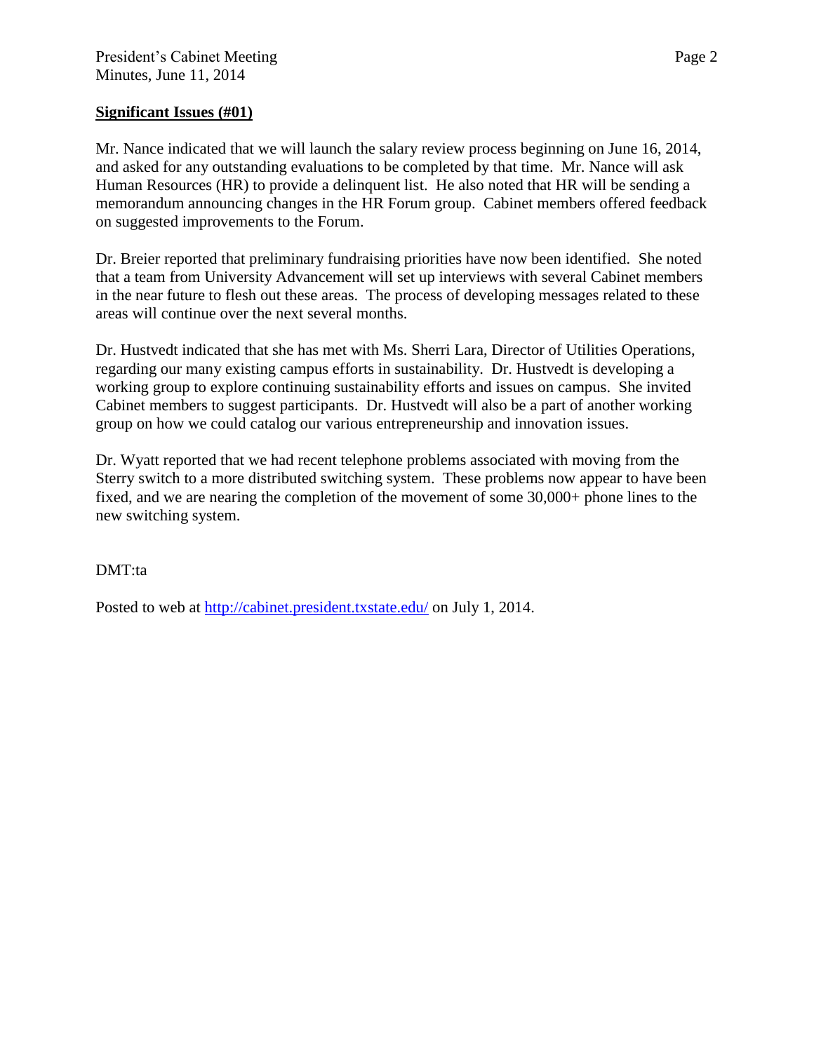**Significant Issues (#01)**

Mr. Nance indicated that we will launch the salary review process beginning on June 16, 2014, and asked for any outstanding evaluations to be completed by that time. Mr. Nance will ask Human Resources (HR) to provide a delinquent list. He also noted that HR will be sending a memorandum announcing changes in the HR Forum group. Cabinet members offered feedback on suggested improvements to the Forum.

Dr. Breier reported that preliminary fundraising priorities have now been identified. She noted that a team from University Advancement will set up interviews with several Cabinet members in the near future to flesh out these areas. The process of developing messages related to these areas will continue over the next several months.

Dr. Hustvedt indicated that she has met with Ms. Sherri Lara, Director of Utilities Operations, regarding our many existing campus efforts in sustainability. Dr. Hustvedt is developing a working group to explore continuing sustainability efforts and issues on campus. She invited Cabinet members to suggest participants. Dr. Hustvedt will also be a part of another working group on how we could catalog our various entrepreneurship and innovation issues.

Dr. Wyatt reported that we had recent telephone problems associated with moving from the Sterry switch to a more distributed switching system. These problems now appear to have been fixed, and we are nearing the completion of the movement of some 30,000+ phone lines to the new switching system.

DMT:ta

Posted to web at http://cabinet.president.txstate.edu/ on July 1, 2014.